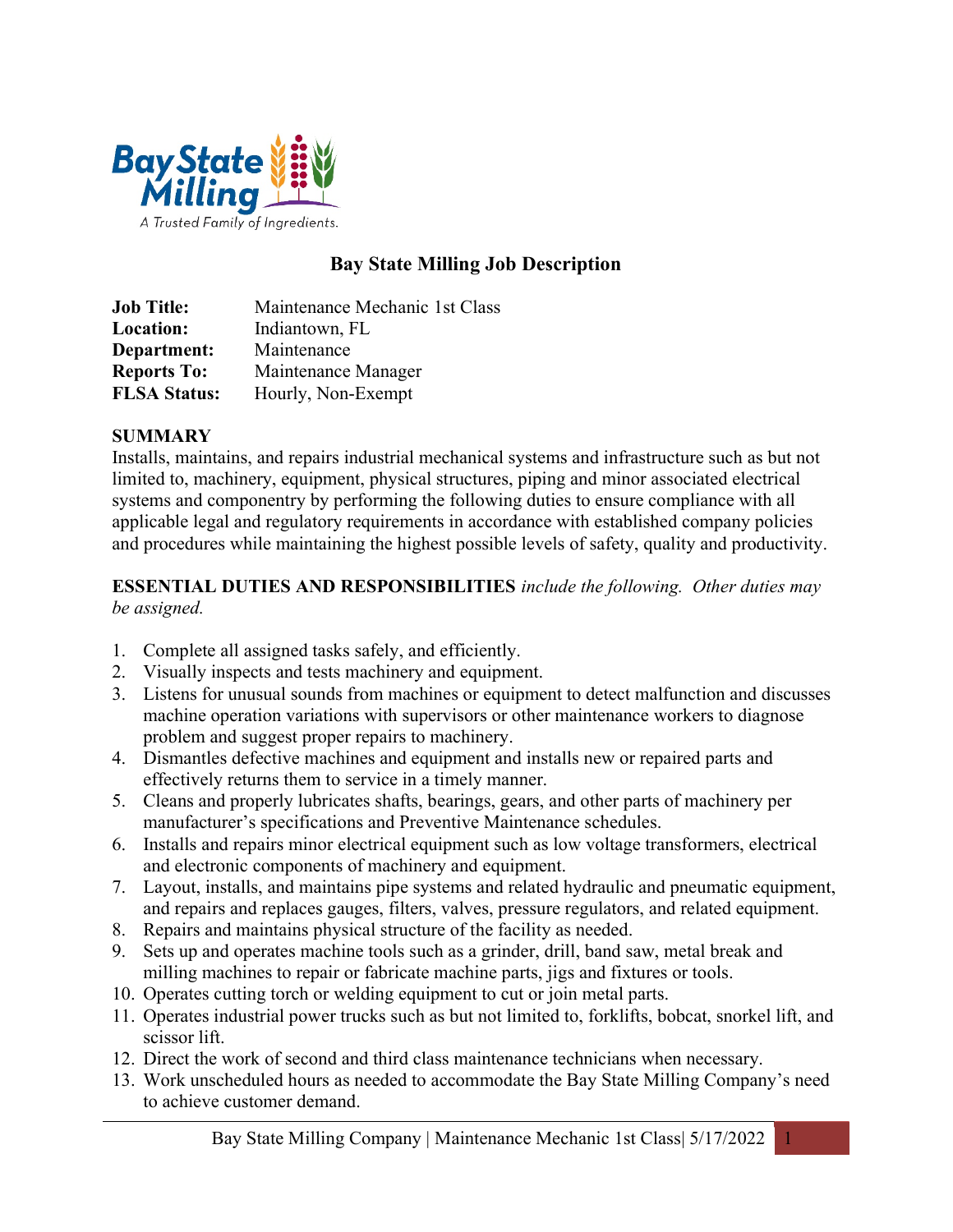# Bay State Milling Job Description

| | |
|---|---|
| **Job Title:** | Maintenance Mechanic 1st Class |
| **Location:** | Indiantown, FL |
| **Department:** | Maintenance |
| **Reports To:** | Maintenance Manager |
| **FLSA Status:** | Hourly, Non-Exempt |

## SUMMARY

Installs, maintains, and repairs industrial mechanical systems and infrastructure such as but not limited to, machinery, equipment, physical structures, piping and minor associated electrical systems and componentry by performing the following duties to ensure compliance with all applicable legal and regulatory requirements in accordance with established company policies and procedures while maintaining the highest possible levels of safety, quality and productivity.

**ESSENTIAL DUTIES AND RESPONSIBILITIES** *include the following. Other duties may be assigned.*

1. Complete all assigned tasks safely, and efficiently.
2. Visually inspects and tests machinery and equipment.
3. Listens for unusual sounds from machines or equipment to detect malfunction and discusses machine operation variations with supervisors or other maintenance workers to diagnose problem and suggest proper repairs to machinery.
4. Dismantles defective machines and equipment and installs new or repaired parts and effectively returns them to service in a timely manner.
5. Cleans and properly lubricates shafts, bearings, gears, and other parts of machinery per manufacturer's specifications and Preventive Maintenance schedules.
6. Installs and repairs minor electrical equipment such as low voltage transformers, electrical and electronic components of machinery and equipment.
7. Layout, installs, and maintains pipe systems and related hydraulic and pneumatic equipment, and repairs and replaces gauges, filters, valves, pressure regulators, and related equipment.
8. Repairs and maintains physical structure of the facility as needed.
9. Sets up and operates machine tools such as a grinder, drill, band saw, metal break and milling machines to repair or fabricate machine parts, jigs and fixtures or tools.
10. Operates cutting torch or welding equipment to cut or join metal parts.
11. Operates industrial power trucks such as but not limited to, forklifts, bobcat, snorkel lift, and scissor lift.
12. Direct the work of second and third class maintenance technicians when necessary.
13. Work unscheduled hours as needed to accommodate the Bay State Milling Company's need to achieve customer demand.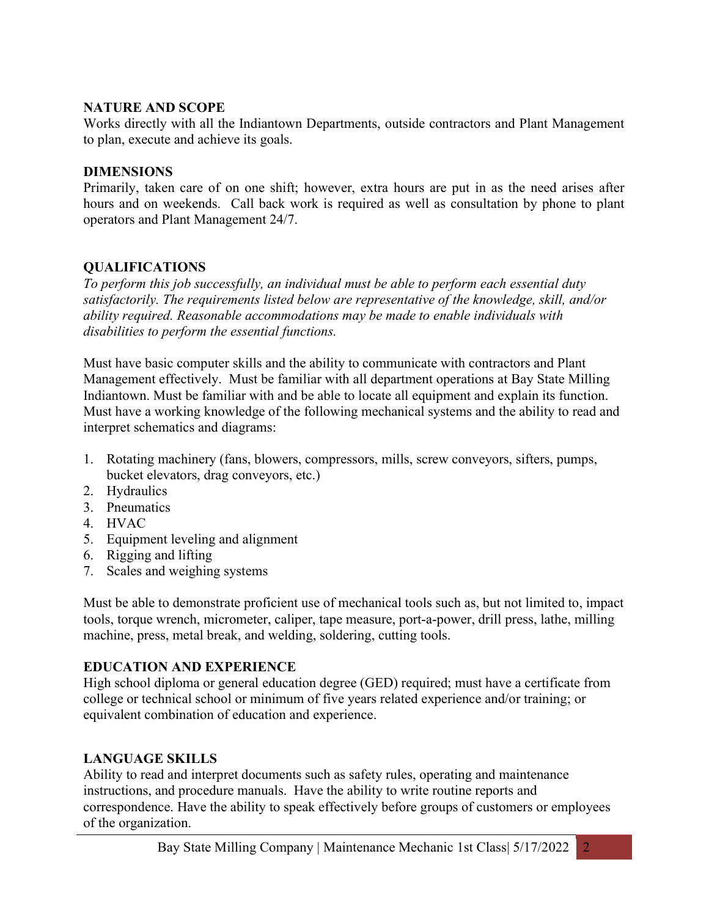## NATURE AND SCOPE

Works directly with all the Indiantown Departments, outside contractors and Plant Management to plan, execute and achieve its goals.

## DIMENSIONS

Primarily, taken care of on one shift; however, extra hours are put in as the need arises after hours and on weekends. Call back work is required as well as consultation by phone to plant operators and Plant Management 24/7.

## QUALIFICATIONS

*To perform this job successfully, an individual must be able to perform each essential duty satisfactorily. The requirements listed below are representative of the knowledge, skill, and/or ability required. Reasonable accommodations may be made to enable individuals with disabilities to perform the essential functions.*

Must have basic computer skills and the ability to communicate with contractors and Plant Management effectively. Must be familiar with all department operations at Bay State Milling Indiantown. Must be familiar with and be able to locate all equipment and explain its function. Must have a working knowledge of the following mechanical systems and the ability to read and interpret schematics and diagrams:

1. Rotating machinery (fans, blowers, compressors, mills, screw conveyors, sifters, pumps, bucket elevators, drag conveyors, etc.)
2. Hydraulics
3. Pneumatics
4. HVAC
5. Equipment leveling and alignment
6. Rigging and lifting
7. Scales and weighing systems

Must be able to demonstrate proficient use of mechanical tools such as, but not limited to, impact tools, torque wrench, micrometer, caliper, tape measure, port-a-power, drill press, lathe, milling machine, press, metal break, and welding, soldering, cutting tools.

## EDUCATION AND EXPERIENCE

High school diploma or general education degree (GED) required; must have a certificate from college or technical school or minimum of five years related experience and/or training; or equivalent combination of education and experience.

## LANGUAGE SKILLS

Ability to read and interpret documents such as safety rules, operating and maintenance instructions, and procedure manuals. Have the ability to write routine reports and correspondence. Have the ability to speak effectively before groups of customers or employees of the organization.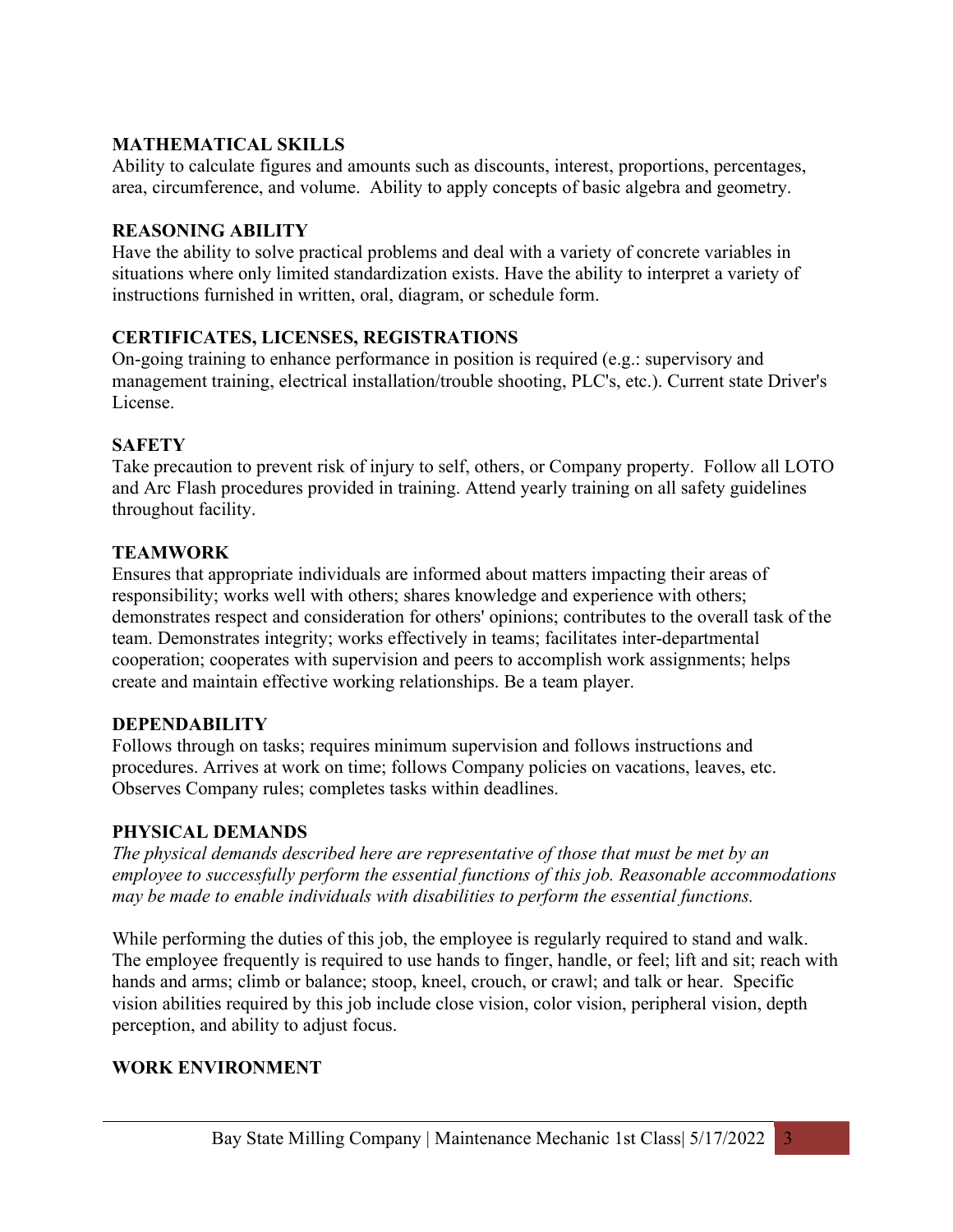## MATHEMATICAL SKILLS

Ability to calculate figures and amounts such as discounts, interest, proportions, percentages, area, circumference, and volume. Ability to apply concepts of basic algebra and geometry.

## REASONING ABILITY

Have the ability to solve practical problems and deal with a variety of concrete variables in situations where only limited standardization exists. Have the ability to interpret a variety of instructions furnished in written, oral, diagram, or schedule form.

## CERTIFICATES, LICENSES, REGISTRATIONS

On-going training to enhance performance in position is required (e.g.: supervisory and management training, electrical installation/trouble shooting, PLC's, etc.). Current state Driver's License.

## SAFETY

Take precaution to prevent risk of injury to self, others, or Company property. Follow all LOTO and Arc Flash procedures provided in training. Attend yearly training on all safety guidelines throughout facility.

## TEAMWORK

Ensures that appropriate individuals are informed about matters impacting their areas of responsibility; works well with others; shares knowledge and experience with others; demonstrates respect and consideration for others' opinions; contributes to the overall task of the team. Demonstrates integrity; works effectively in teams; facilitates inter-departmental cooperation; cooperates with supervision and peers to accomplish work assignments; helps create and maintain effective working relationships. Be a team player.

## DEPENDABILITY

Follows through on tasks; requires minimum supervision and follows instructions and procedures. Arrives at work on time; follows Company policies on vacations, leaves, etc. Observes Company rules; completes tasks within deadlines.

## PHYSICAL DEMANDS

*The physical demands described here are representative of those that must be met by an employee to successfully perform the essential functions of this job. Reasonable accommodations may be made to enable individuals with disabilities to perform the essential functions.*

While performing the duties of this job, the employee is regularly required to stand and walk. The employee frequently is required to use hands to finger, handle, or feel; lift and sit; reach with hands and arms; climb or balance; stoop, kneel, crouch, or crawl; and talk or hear. Specific vision abilities required by this job include close vision, color vision, peripheral vision, depth perception, and ability to adjust focus.

## WORK ENVIRONMENT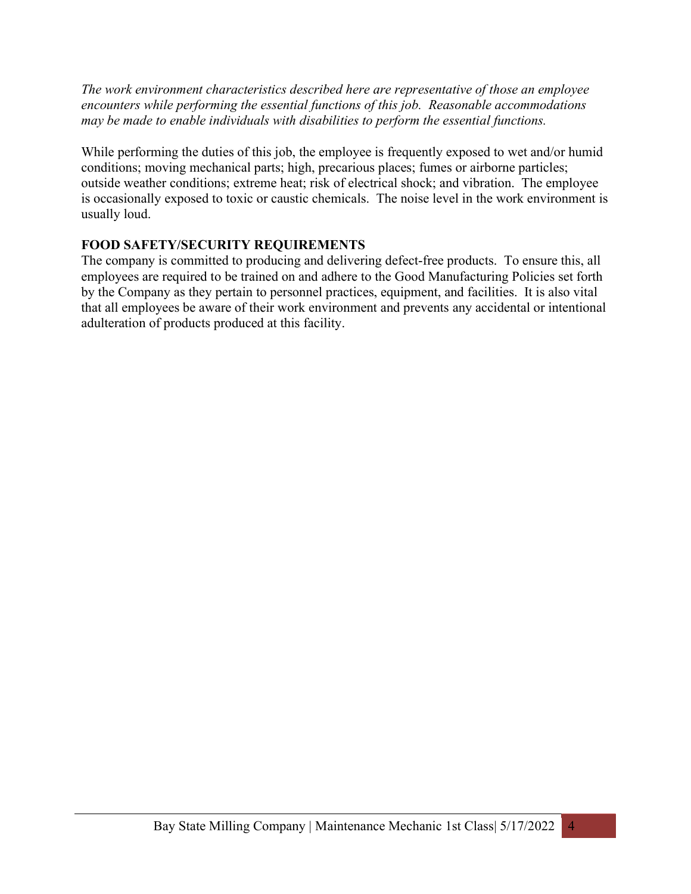*The work environment characteristics described here are representative of those an employee encounters while performing the essential functions of this job. Reasonable accommodations may be made to enable individuals with disabilities to perform the essential functions.*

While performing the duties of this job, the employee is frequently exposed to wet and/or humid conditions; moving mechanical parts; high, precarious places; fumes or airborne particles; outside weather conditions; extreme heat; risk of electrical shock; and vibration. The employee is occasionally exposed to toxic or caustic chemicals. The noise level in the work environment is usually loud.

**FOOD SAFETY/SECURITY REQUIREMENTS**

The company is committed to producing and delivering defect-free products. To ensure this, all employees are required to be trained on and adhere to the Good Manufacturing Policies set forth by the Company as they pertain to personnel practices, equipment, and facilities. It is also vital that all employees be aware of their work environment and prevents any accidental or intentional adulteration of products produced at this facility.